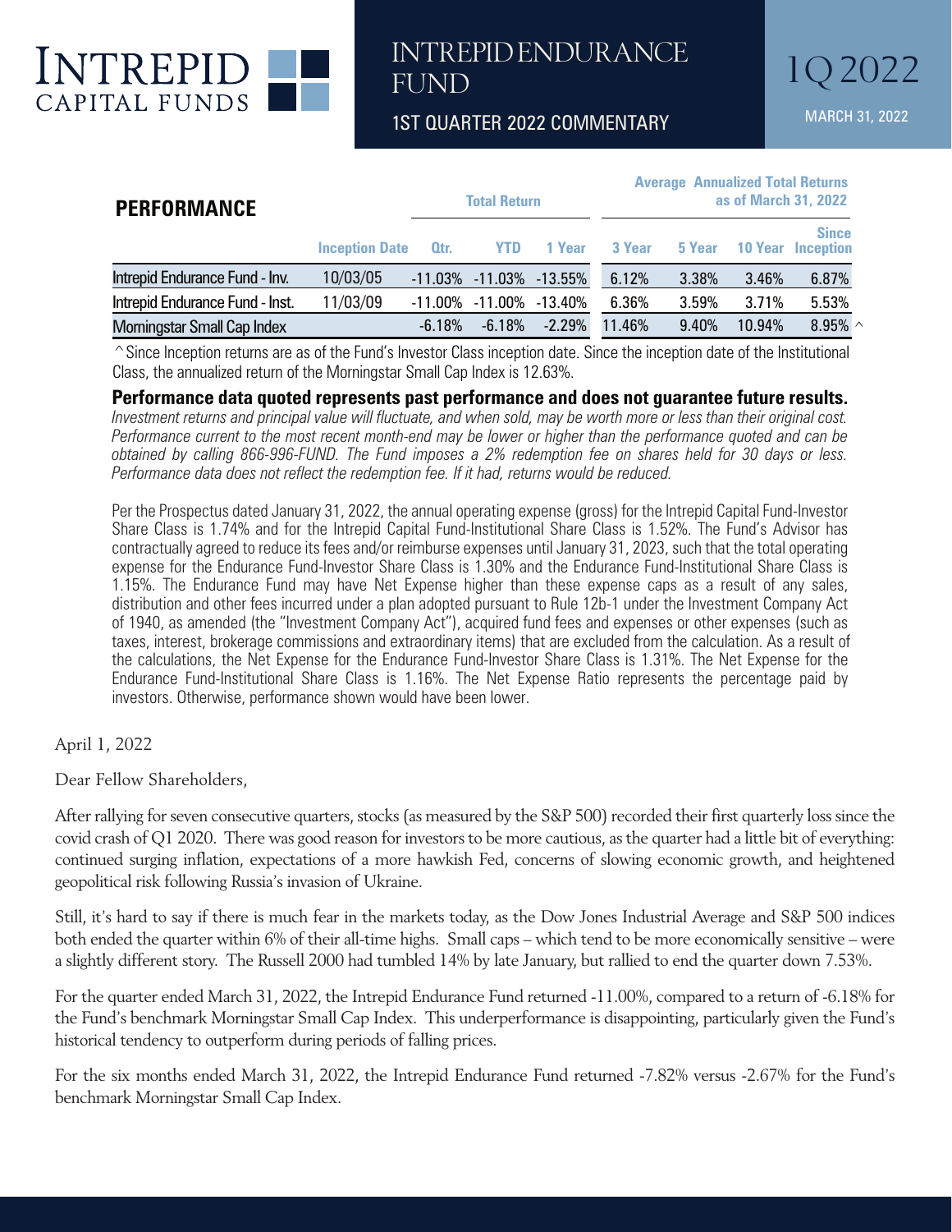# INTREPID CAPITAL FUNDS

# INTREPID ENDURANCE FUND

## 1ST QUARTER 2022 COMMENTARY

**1Q 2022**

MARCH 31, 2022

## PERFORMANCE

| | | Total Return | | | Average Annualized Total Returns as of March 31, 2022 | | | |
|---|---|---|---|---|---|---|---|---|
| | Inception Date | Qtr. | YTD | 1 Year | 3 Year | 5 Year | 10 Year | Since Inception |
| Intrepid Endurance Fund - Inv. | 10/03/05 | -11.03% | -11.03% | -13.55% | 6.12% | 3.38% | 3.46% | 6.87% |
| Intrepid Endurance Fund - Inst. | 11/03/09 | -11.00% | -11.00% | -13.40% | 6.36% | 3.59% | 3.71% | 5.53% |
| Morningstar Small Cap Index | | -6.18% | -6.18% | -2.29% | 11.46% | 9.40% | 10.94% | 8.95% ^ |

^ Since Inception returns are as of the Fund's Investor Class inception date. Since the inception date of the Institutional Class, the annualized return of the Morningstar Small Cap Index is 12.63%.

**Performance data quoted represents past performance and does not guarantee future results.** *Investment returns and principal value will fluctuate, and when sold, may be worth more or less than their original cost. Performance current to the most recent month-end may be lower or higher than the performance quoted and can be obtained by calling 866-996-FUND. The Fund imposes a 2% redemption fee on shares held for 30 days or less. Performance data does not reflect the redemption fee. If it had, returns would be reduced.*

Per the Prospectus dated January 31, 2022, the annual operating expense (gross) for the Intrepid Capital Fund-Investor Share Class is 1.74% and for the Intrepid Capital Fund-Institutional Share Class is 1.52%. The Fund's Advisor has contractually agreed to reduce its fees and/or reimburse expenses until January 31, 2023, such that the total operating expense for the Endurance Fund-Investor Share Class is 1.30% and the Endurance Fund-Institutional Share Class is 1.15%. The Endurance Fund may have Net Expense higher than these expense caps as a result of any sales, distribution and other fees incurred under a plan adopted pursuant to Rule 12b-1 under the Investment Company Act of 1940, as amended (the "Investment Company Act"), acquired fund fees and expenses or other expenses (such as taxes, interest, brokerage commissions and extraordinary items) that are excluded from the calculation. As a result of the calculations, the Net Expense for the Endurance Fund-Investor Share Class is 1.31%. The Net Expense for the Endurance Fund-Institutional Share Class is 1.16%. The Net Expense Ratio represents the percentage paid by investors. Otherwise, performance shown would have been lower.

April 1, 2022

Dear Fellow Shareholders,

After rallying for seven consecutive quarters, stocks (as measured by the S&P 500) recorded their first quarterly loss since the covid crash of Q1 2020. There was good reason for investors to be more cautious, as the quarter had a little bit of everything: continued surging inflation, expectations of a more hawkish Fed, concerns of slowing economic growth, and heightened geopolitical risk following Russia's invasion of Ukraine.

Still, it's hard to say if there is much fear in the markets today, as the Dow Jones Industrial Average and S&P 500 indices both ended the quarter within 6% of their all-time highs. Small caps – which tend to be more economically sensitive – were a slightly different story. The Russell 2000 had tumbled 14% by late January, but rallied to end the quarter down 7.53%.

For the quarter ended March 31, 2022, the Intrepid Endurance Fund returned -11.00%, compared to a return of -6.18% for the Fund's benchmark Morningstar Small Cap Index. This underperformance is disappointing, particularly given the Fund's historical tendency to outperform during periods of falling prices.

For the six months ended March 31, 2022, the Intrepid Endurance Fund returned -7.82% versus -2.67% for the Fund's benchmark Morningstar Small Cap Index.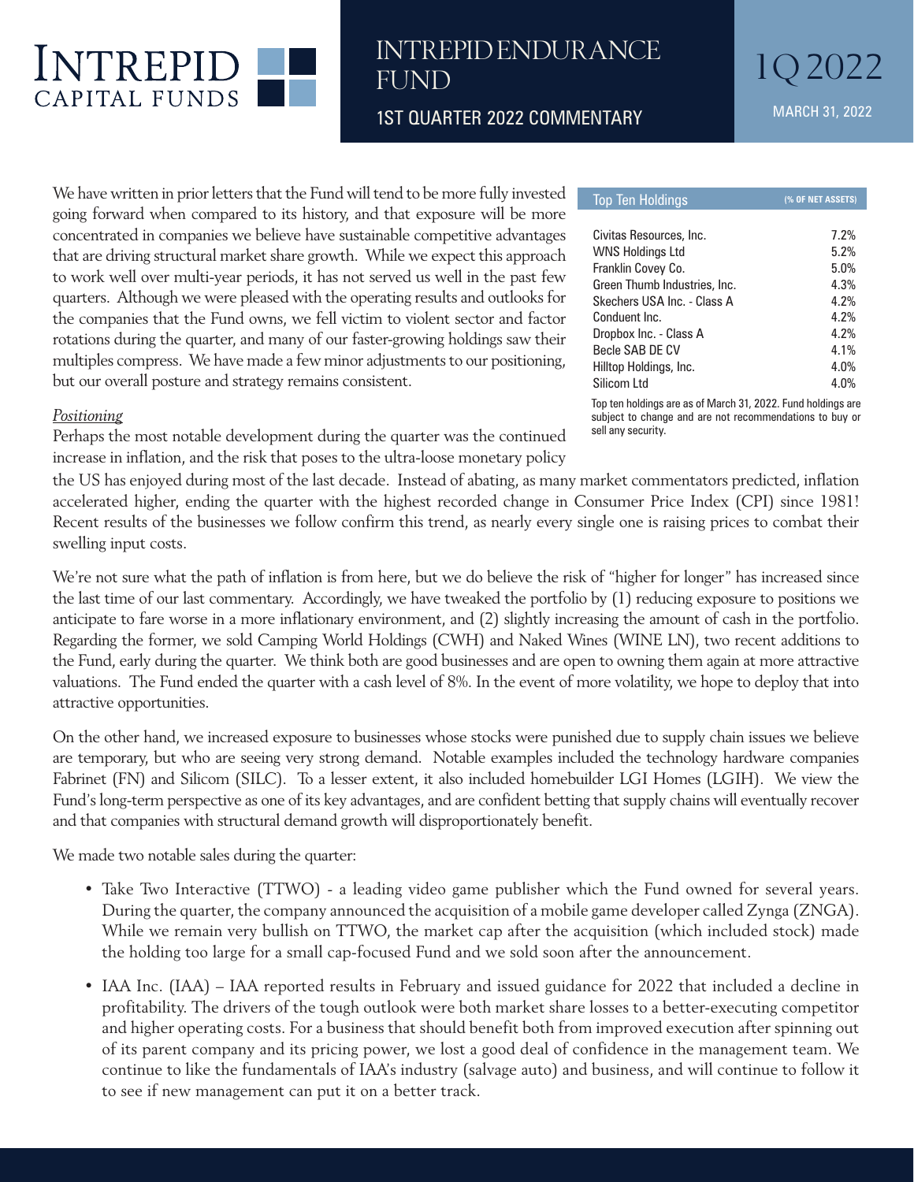# INTREPID ENDURANCE FUND

## 1ST QUARTER 2022 COMMENTARY

1Q 2022

MARCH 31, 2022

We have written in prior letters that the Fund will tend to be more fully invested going forward when compared to its history, and that exposure will be more concentrated in companies we believe have sustainable competitive advantages that are driving structural market share growth. While we expect this approach to work well over multi-year periods, it has not served us well in the past few quarters. Although we were pleased with the operating results and outlooks for the companies that the Fund owns, we fell victim to violent sector and factor rotations during the quarter, and many of our faster-growing holdings saw their multiples compress. We have made a few minor adjustments to our positioning, but our overall posture and strategy remains consistent.

| Top Ten Holdings | (% OF NET ASSETS) |
|---|---|
| Civitas Resources, Inc. | 7.2% |
| WNS Holdings Ltd | 5.2% |
| Franklin Covey Co. | 5.0% |
| Green Thumb Industries, Inc. | 4.3% |
| Skechers USA Inc. - Class A | 4.2% |
| Conduent Inc. | 4.2% |
| Dropbox Inc. - Class A | 4.2% |
| Becle SAB DE CV | 4.1% |
| Hilltop Holdings, Inc. | 4.0% |
| Silicom Ltd | 4.0% |

Top ten holdings are as of March 31, 2022. Fund holdings are subject to change and are not recommendations to buy or sell any security.

*Positioning*

Perhaps the most notable development during the quarter was the continued increase in inflation, and the risk that poses to the ultra-loose monetary policy the US has enjoyed during most of the last decade. Instead of abating, as many market commentators predicted, inflation accelerated higher, ending the quarter with the highest recorded change in Consumer Price Index (CPI) since 1981! Recent results of the businesses we follow confirm this trend, as nearly every single one is raising prices to combat their swelling input costs.

We're not sure what the path of inflation is from here, but we do believe the risk of "higher for longer" has increased since the last time of our last commentary. Accordingly, we have tweaked the portfolio by (1) reducing exposure to positions we anticipate to fare worse in a more inflationary environment, and (2) slightly increasing the amount of cash in the portfolio. Regarding the former, we sold Camping World Holdings (CWH) and Naked Wines (WINE LN), two recent additions to the Fund, early during the quarter. We think both are good businesses and are open to owning them again at more attractive valuations. The Fund ended the quarter with a cash level of 8%. In the event of more volatility, we hope to deploy that into attractive opportunities.

On the other hand, we increased exposure to businesses whose stocks were punished due to supply chain issues we believe are temporary, but who are seeing very strong demand. Notable examples included the technology hardware companies Fabrinet (FN) and Silicom (SILC). To a lesser extent, it also included homebuilder LGI Homes (LGIH). We view the Fund's long-term perspective as one of its key advantages, and are confident betting that supply chains will eventually recover and that companies with structural demand growth will disproportionately benefit.

We made two notable sales during the quarter:

- Take Two Interactive (TTWO) - a leading video game publisher which the Fund owned for several years. During the quarter, the company announced the acquisition of a mobile game developer called Zynga (ZNGA). While we remain very bullish on TTWO, the market cap after the acquisition (which included stock) made the holding too large for a small cap-focused Fund and we sold soon after the announcement.
- IAA Inc. (IAA) – IAA reported results in February and issued guidance for 2022 that included a decline in profitability. The drivers of the tough outlook were both market share losses to a better-executing competitor and higher operating costs. For a business that should benefit both from improved execution after spinning out of its parent company and its pricing power, we lost a good deal of confidence in the management team. We continue to like the fundamentals of IAA's industry (salvage auto) and business, and will continue to follow it to see if new management can put it on a better track.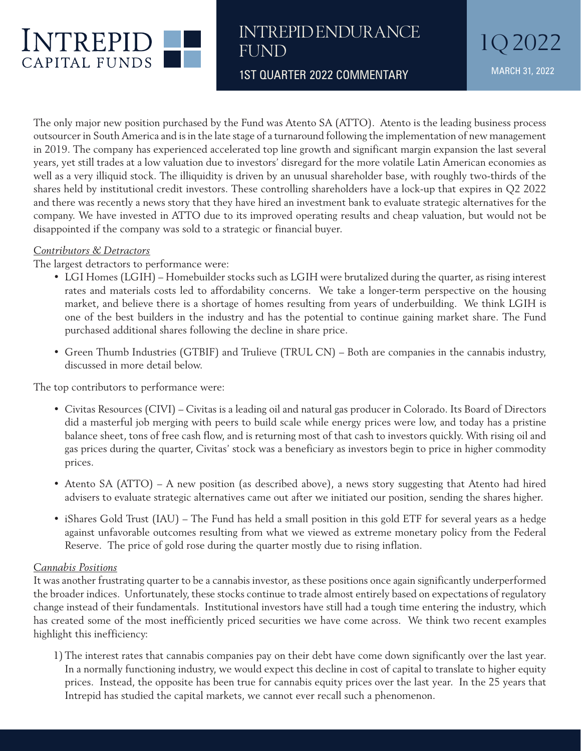The only major new position purchased by the Fund was Atento SA (ATTO). Atento is the leading business process outsourcer in South America and is in the late stage of a turnaround following the implementation of new management in 2019. The company has experienced accelerated top line growth and significant margin expansion the last several years, yet still trades at a low valuation due to investors' disregard for the more volatile Latin American economies as well as a very illiquid stock. The illiquidity is driven by an unusual shareholder base, with roughly two-thirds of the shares held by institutional credit investors. These controlling shareholders have a lock-up that expires in Q2 2022 and there was recently a news story that they have hired an investment bank to evaluate strategic alternatives for the company. We have invested in ATTO due to its improved operating results and cheap valuation, but would not be disappointed if the company was sold to a strategic or financial buyer.

*Contributors & Detractors*

The largest detractors to performance were:

- LGI Homes (LGIH) – Homebuilder stocks such as LGIH were brutalized during the quarter, as rising interest rates and materials costs led to affordability concerns. We take a longer-term perspective on the housing market, and believe there is a shortage of homes resulting from years of underbuilding. We think LGIH is one of the best builders in the industry and has the potential to continue gaining market share. The Fund purchased additional shares following the decline in share price.
- Green Thumb Industries (GTBIF) and Trulieve (TRUL CN) – Both are companies in the cannabis industry, discussed in more detail below.

The top contributors to performance were:

- Civitas Resources (CIVI) – Civitas is a leading oil and natural gas producer in Colorado. Its Board of Directors did a masterful job merging with peers to build scale while energy prices were low, and today has a pristine balance sheet, tons of free cash flow, and is returning most of that cash to investors quickly. With rising oil and gas prices during the quarter, Civitas' stock was a beneficiary as investors begin to price in higher commodity prices.
- Atento SA (ATTO) – A new position (as described above), a news story suggesting that Atento had hired advisers to evaluate strategic alternatives came out after we initiated our position, sending the shares higher.
- iShares Gold Trust (IAU) – The Fund has held a small position in this gold ETF for several years as a hedge against unfavorable outcomes resulting from what we viewed as extreme monetary policy from the Federal Reserve. The price of gold rose during the quarter mostly due to rising inflation.

*Cannabis Positions*

It was another frustrating quarter to be a cannabis investor, as these positions once again significantly underperformed the broader indices. Unfortunately, these stocks continue to trade almost entirely based on expectations of regulatory change instead of their fundamentals. Institutional investors have still had a tough time entering the industry, which has created some of the most inefficiently priced securities we have come across. We think two recent examples highlight this inefficiency:

1) The interest rates that cannabis companies pay on their debt have come down significantly over the last year. In a normally functioning industry, we would expect this decline in cost of capital to translate to higher equity prices. Instead, the opposite has been true for cannabis equity prices over the last year. In the 25 years that Intrepid has studied the capital markets, we cannot ever recall such a phenomenon.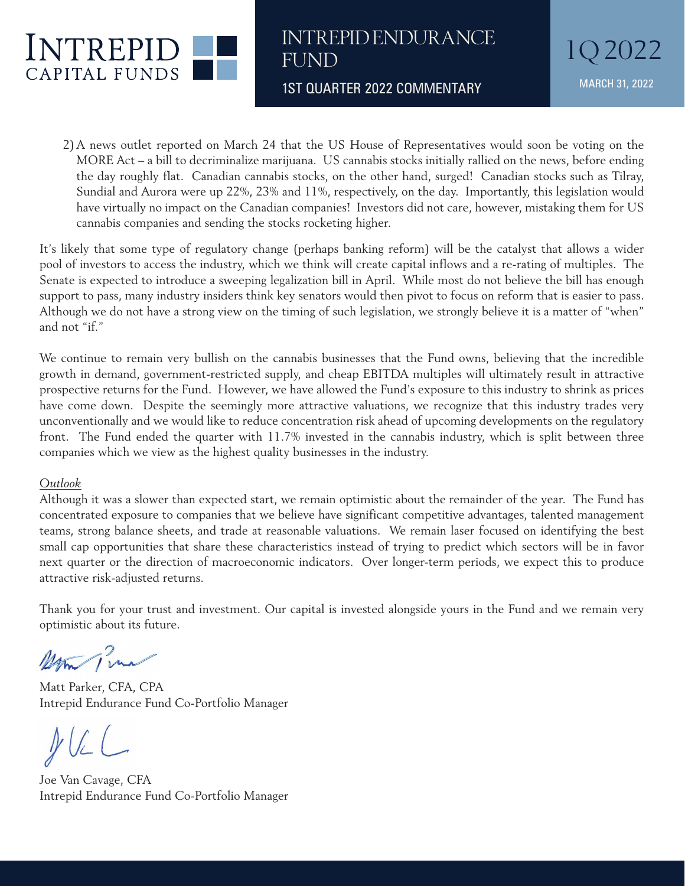2) A news outlet reported on March 24 that the US House of Representatives would soon be voting on the MORE Act – a bill to decriminalize marijuana. US cannabis stocks initially rallied on the news, before ending the day roughly flat. Canadian cannabis stocks, on the other hand, surged! Canadian stocks such as Tilray, Sundial and Aurora were up 22%, 23% and 11%, respectively, on the day. Importantly, this legislation would have virtually no impact on the Canadian companies! Investors did not care, however, mistaking them for US cannabis companies and sending the stocks rocketing higher.

It's likely that some type of regulatory change (perhaps banking reform) will be the catalyst that allows a wider pool of investors to access the industry, which we think will create capital inflows and a re-rating of multiples. The Senate is expected to introduce a sweeping legalization bill in April. While most do not believe the bill has enough support to pass, many industry insiders think key senators would then pivot to focus on reform that is easier to pass. Although we do not have a strong view on the timing of such legislation, we strongly believe it is a matter of "when" and not "if."

We continue to remain very bullish on the cannabis businesses that the Fund owns, believing that the incredible growth in demand, government-restricted supply, and cheap EBITDA multiples will ultimately result in attractive prospective returns for the Fund. However, we have allowed the Fund's exposure to this industry to shrink as prices have come down. Despite the seemingly more attractive valuations, we recognize that this industry trades very unconventionally and we would like to reduce concentration risk ahead of upcoming developments on the regulatory front. The Fund ended the quarter with 11.7% invested in the cannabis industry, which is split between three companies which we view as the highest quality businesses in the industry.

*Outlook*

Although it was a slower than expected start, we remain optimistic about the remainder of the year. The Fund has concentrated exposure to companies that we believe have significant competitive advantages, talented management teams, strong balance sheets, and trade at reasonable valuations. We remain laser focused on identifying the best small cap opportunities that share these characteristics instead of trying to predict which sectors will be in favor next quarter or the direction of macroeconomic indicators. Over longer-term periods, we expect this to produce attractive risk-adjusted returns.

Thank you for your trust and investment. Our capital is invested alongside yours in the Fund and we remain very optimistic about its future.

Matt Parker, CFA, CPA
Intrepid Endurance Fund Co-Portfolio Manager

Joe Van Cavage, CFA
Intrepid Endurance Fund Co-Portfolio Manager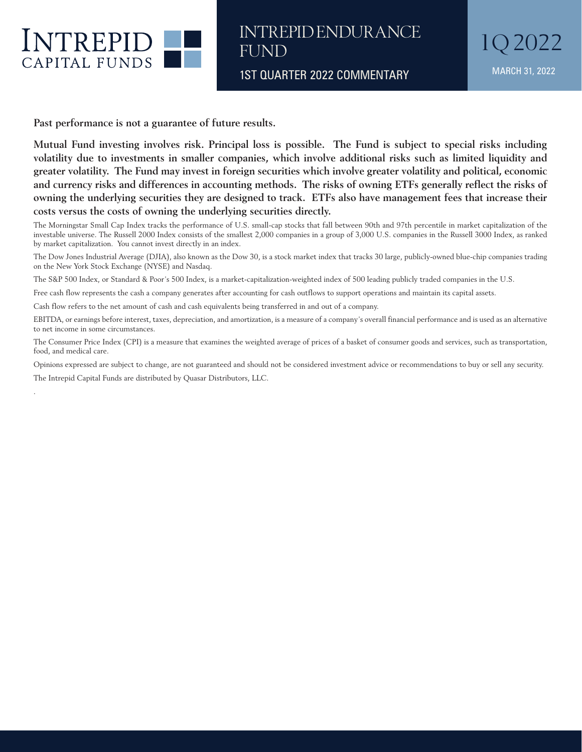**Past performance is not a guarantee of future results.**

**Mutual Fund investing involves risk. Principal loss is possible. The Fund is subject to special risks including volatility due to investments in smaller companies, which involve additional risks such as limited liquidity and greater volatility. The Fund may invest in foreign securities which involve greater volatility and political, economic and currency risks and differences in accounting methods. The risks of owning ETFs generally reflect the risks of owning the underlying securities they are designed to track. ETFs also have management fees that increase their costs versus the costs of owning the underlying securities directly.**

The Morningstar Small Cap Index tracks the performance of U.S. small-cap stocks that fall between 90th and 97th percentile in market capitalization of the investable universe. The Russell 2000 Index consists of the smallest 2,000 companies in a group of 3,000 U.S. companies in the Russell 3000 Index, as ranked by market capitalization. You cannot invest directly in an index.

The Dow Jones Industrial Average (DJIA), also known as the Dow 30, is a stock market index that tracks 30 large, publicly-owned blue-chip companies trading on the New York Stock Exchange (NYSE) and Nasdaq.

The S&P 500 Index, or Standard & Poor's 500 Index, is a market-capitalization-weighted index of 500 leading publicly traded companies in the U.S.

Free cash flow represents the cash a company generates after accounting for cash outflows to support operations and maintain its capital assets.

Cash flow refers to the net amount of cash and cash equivalents being transferred in and out of a company.

EBITDA, or earnings before interest, taxes, depreciation, and amortization, is a measure of a company's overall financial performance and is used as an alternative to net income in some circumstances.

The Consumer Price Index (CPI) is a measure that examines the weighted average of prices of a basket of consumer goods and services, such as transportation, food, and medical care.

Opinions expressed are subject to change, are not guaranteed and should not be considered investment advice or recommendations to buy or sell any security.

The Intrepid Capital Funds are distributed by Quasar Distributors, LLC.